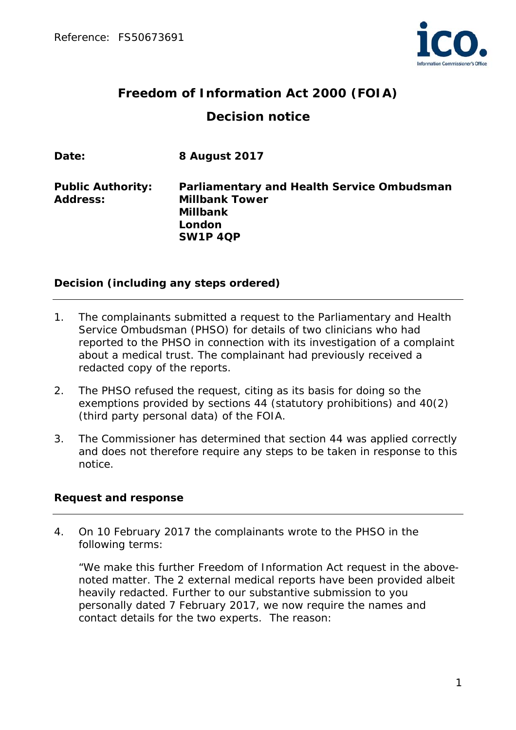Reference: FS50673691

# Freedom of Information Act 2000 (FOIA)

## Decision notice

| | |
|---|---|
| **Date:** | **8 August 2017** |
| **Public Authority:** | **Parliamentary and Health Service Ombudsman** |
| **Address:** | **Millbank Tower**<br>**Millbank**<br>**London**<br>**SW1P 4QP** |

### Decision (including any steps ordered)

1. The complainants submitted a request to the Parliamentary and Health Service Ombudsman (PHSO) for details of two clinicians who had reported to the PHSO in connection with its investigation of a complaint about a medical trust. The complainant had previously received a redacted copy of the reports.

2. The PHSO refused the request, citing as its basis for doing so the exemptions provided by sections 44 (statutory prohibitions) and 40(2) (third party personal data) of the FOIA.

3. The Commissioner has determined that section 44 was applied correctly and does not therefore require any steps to be taken in response to this notice.

### Request and response

4. On 10 February 2017 the complainants wrote to the PHSO in the following terms:

   "We make this further Freedom of Information Act request in the above-noted matter. The 2 external medical reports have been provided albeit heavily redacted. Further to our substantive submission to you personally dated 7 February 2017, we now require the names and contact details for the two experts. The reason: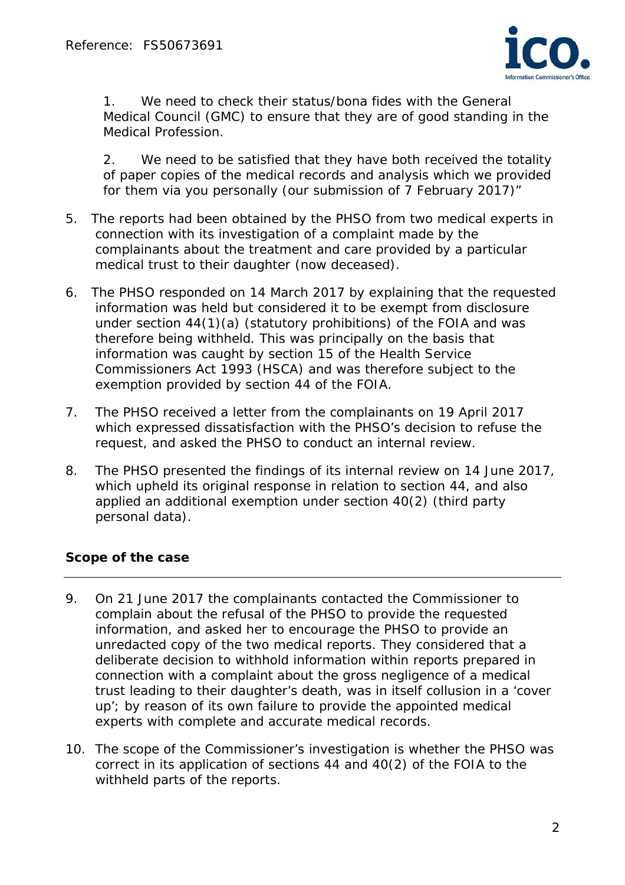1. We need to check their status/bona fides with the General Medical Council (GMC) to ensure that they are of good standing in the Medical Profession.

2. We need to be satisfied that they have both received the totality of paper copies of the medical records and analysis which we provided for them via you personally (our submission of 7 February 2017)"

5. The reports had been obtained by the PHSO from two medical experts in connection with its investigation of a complaint made by the complainants about the treatment and care provided by a particular medical trust to their daughter (now deceased).

6. The PHSO responded on 14 March 2017 by explaining that the requested information was held but considered it to be exempt from disclosure under section 44(1)(a) (statutory prohibitions) of the FOIA and was therefore being withheld. This was principally on the basis that information was caught by section 15 of the Health Service Commissioners Act 1993 (HSCA) and was therefore subject to the exemption provided by section 44 of the FOIA.

7. The PHSO received a letter from the complainants on 19 April 2017 which expressed dissatisfaction with the PHSO's decision to refuse the request, and asked the PHSO to conduct an internal review.

8. The PHSO presented the findings of its internal review on 14 June 2017, which upheld its original response in relation to section 44, and also applied an additional exemption under section 40(2) (third party personal data).

## Scope of the case

9. On 21 June 2017 the complainants contacted the Commissioner to complain about the refusal of the PHSO to provide the requested information, and asked her to encourage the PHSO to provide an unredacted copy of the two medical reports. They considered that a deliberate decision to withhold information within reports prepared in connection with a complaint about the gross negligence of a medical trust leading to their daughter's death, was in itself collusion in a 'cover up'; by reason of its own failure to provide the appointed medical experts with complete and accurate medical records.

10. The scope of the Commissioner's investigation is whether the PHSO was correct in its application of sections 44 and 40(2) of the FOIA to the withheld parts of the reports.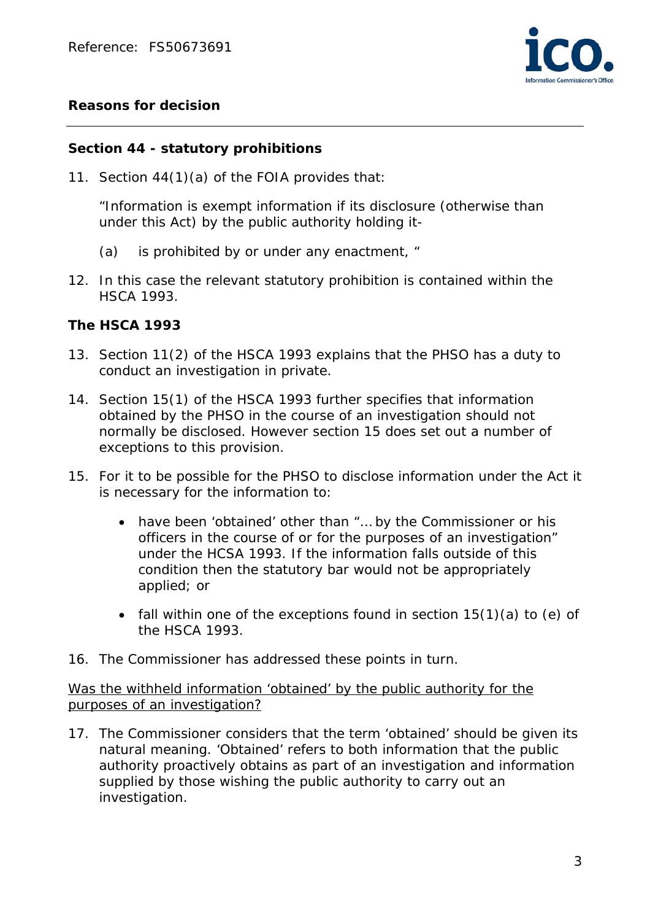## Reasons for decision

### Section 44 - statutory prohibitions

11. Section 44(1)(a) of the FOIA provides that:

    "Information is exempt information if its disclosure (otherwise than under this Act) by the public authority holding it-

    (a) is prohibited by or under any enactment, "

12. In this case the relevant statutory prohibition is contained within the HSCA 1993.

### The HSCA 1993

13. Section 11(2) of the HSCA 1993 explains that the PHSO has a duty to conduct an investigation in private.

14. Section 15(1) of the HSCA 1993 further specifies that information obtained by the PHSO in the course of an investigation should not normally be disclosed. However section 15 does set out a number of exceptions to this provision.

15. For it to be possible for the PHSO to disclose information under the Act it is necessary for the information to:

    - have been 'obtained' other than "… by the Commissioner or his officers in the course of or for the purposes of an investigation" under the HCSA 1993. If the information falls outside of this condition then the statutory bar would not be appropriately applied; or
    - fall within one of the exceptions found in section 15(1)(a) to (e) of the HSCA 1993.

16. The Commissioner has addressed these points in turn.

<u>Was the withheld information 'obtained' by the public authority for the purposes of an investigation?</u>

17. The Commissioner considers that the term 'obtained' should be given its natural meaning. 'Obtained' refers to both information that the public authority proactively obtains as part of an investigation and information supplied by those wishing the public authority to carry out an investigation.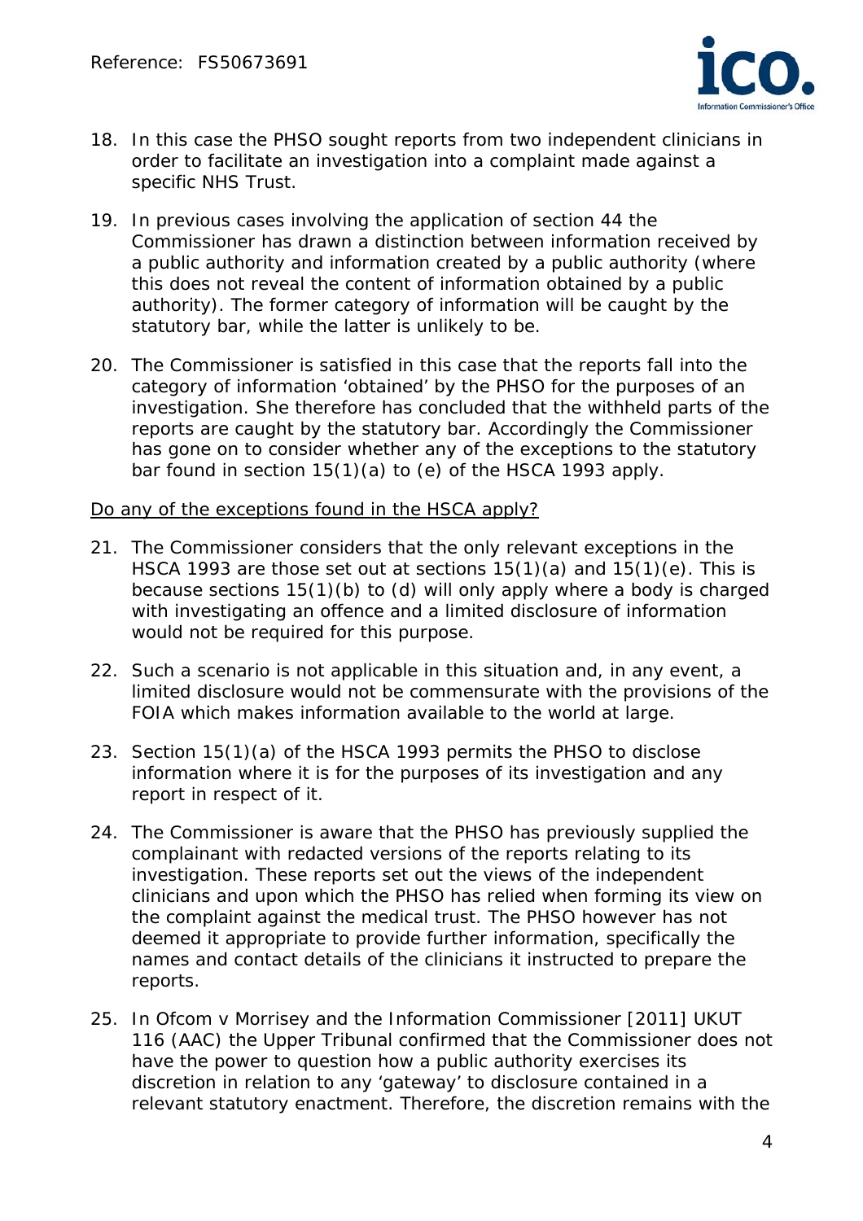18. In this case the PHSO sought reports from two independent clinicians in order to facilitate an investigation into a complaint made against a specific NHS Trust.

19. In previous cases involving the application of section 44 the Commissioner has drawn a distinction between information received by a public authority and information created by a public authority (where this does not reveal the content of information obtained by a public authority). The former category of information will be caught by the statutory bar, while the latter is unlikely to be.

20. The Commissioner is satisfied in this case that the reports fall into the category of information 'obtained' by the PHSO for the purposes of an investigation. She therefore has concluded that the withheld parts of the reports are caught by the statutory bar. Accordingly the Commissioner has gone on to consider whether any of the exceptions to the statutory bar found in section 15(1)(a) to (e) of the HSCA 1993 apply.

<u>Do any of the exceptions found in the HSCA apply?</u>

21. The Commissioner considers that the only relevant exceptions in the HSCA 1993 are those set out at sections 15(1)(a) and 15(1)(e). This is because sections 15(1)(b) to (d) will only apply where a body is charged with investigating an offence and a limited disclosure of information would not be required for this purpose.

22. Such a scenario is not applicable in this situation and, in any event, a limited disclosure would not be commensurate with the provisions of the FOIA which makes information available to the world at large.

23. Section 15(1)(a) of the HSCA 1993 permits the PHSO to disclose information where it is for the purposes of its investigation and any report in respect of it.

24. The Commissioner is aware that the PHSO has previously supplied the complainant with redacted versions of the reports relating to its investigation. These reports set out the views of the independent clinicians and upon which the PHSO has relied when forming its view on the complaint against the medical trust. The PHSO however has not deemed it appropriate to provide further information, specifically the names and contact details of the clinicians it instructed to prepare the reports.

25. In *Ofcom v Morrisey and the Information Commissioner* [2011] UKUT 116 (AAC) the Upper Tribunal confirmed that the Commissioner does not have the power to question how a public authority exercises its discretion in relation to any 'gateway' to disclosure contained in a relevant statutory enactment. Therefore, the discretion remains with the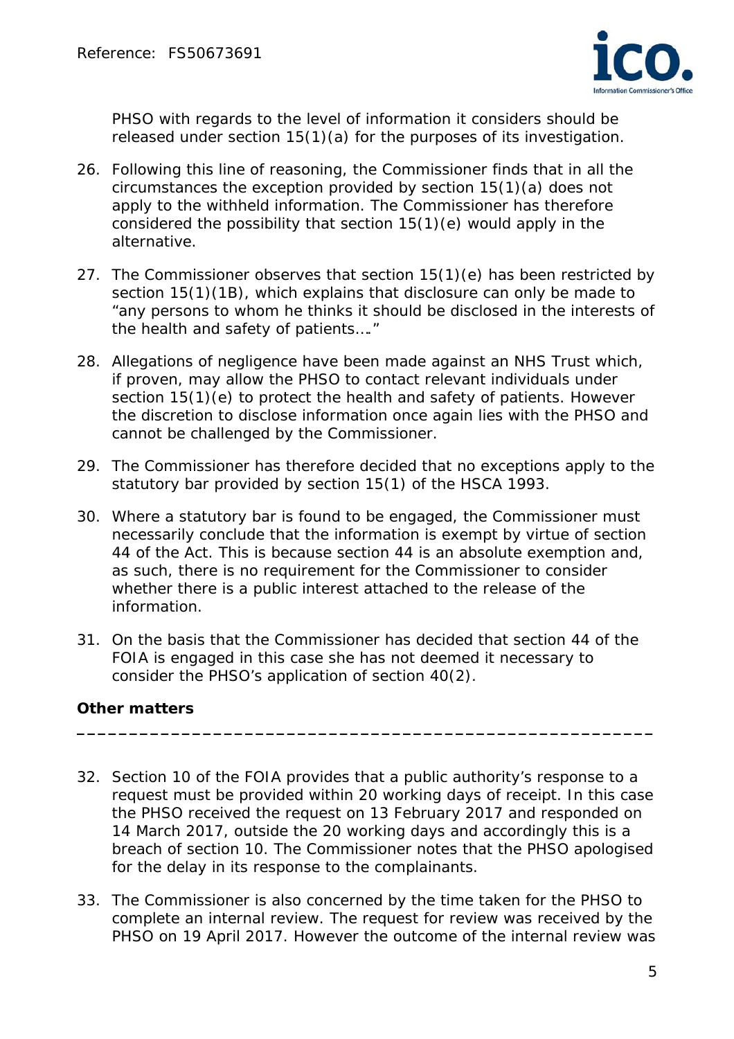PHSO with regards to the level of information it considers should be released under section 15(1)(a) for the purposes of its investigation.

26. Following this line of reasoning, the Commissioner finds that in all the circumstances the exception provided by section 15(1)(a) does not apply to the withheld information. The Commissioner has therefore considered the possibility that section 15(1)(e) would apply in the alternative.

27. The Commissioner observes that section 15(1)(e) has been restricted by section 15(1)(1B), which explains that disclosure can only be made to "any persons to whom he thinks it should be disclosed in the interests of the health and safety of patients…."

28. Allegations of negligence have been made against an NHS Trust which, if proven, may allow the PHSO to contact relevant individuals under section 15(1)(e) to protect the health and safety of patients. However the discretion to disclose information once again lies with the PHSO and cannot be challenged by the Commissioner.

29. The Commissioner has therefore decided that no exceptions apply to the statutory bar provided by section 15(1) of the HSCA 1993.

30. Where a statutory bar is found to be engaged, the Commissioner must necessarily conclude that the information is exempt by virtue of section 44 of the Act. This is because section 44 is an absolute exemption and, as such, there is no requirement for the Commissioner to consider whether there is a public interest attached to the release of the information.

31. On the basis that the Commissioner has decided that section 44 of the FOIA is engaged in this case she has not deemed it necessary to consider the PHSO's application of section 40(2).

## Other matters

32. Section 10 of the FOIA provides that a public authority's response to a request must be provided within 20 working days of receipt. In this case the PHSO received the request on 13 February 2017 and responded on 14 March 2017, outside the 20 working days and accordingly this is a breach of section 10. The Commissioner notes that the PHSO apologised for the delay in its response to the complainants.

33. The Commissioner is also concerned by the time taken for the PHSO to complete an internal review. The request for review was received by the PHSO on 19 April 2017. However the outcome of the internal review was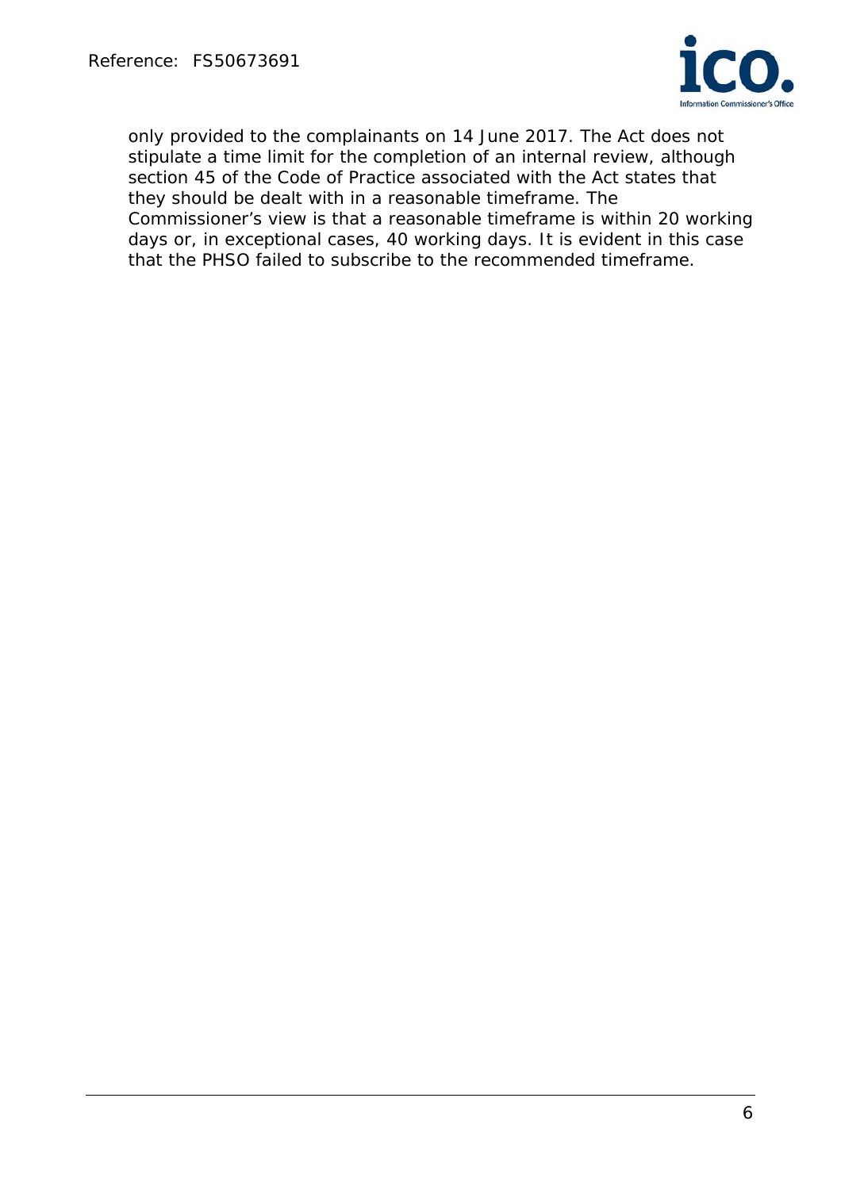only provided to the complainants on 14 June 2017. The Act does not stipulate a time limit for the completion of an internal review, although section 45 of the Code of Practice associated with the Act states that they should be dealt with in a reasonable timeframe. The Commissioner's view is that a reasonable timeframe is within 20 working days or, in exceptional cases, 40 working days. It is evident in this case that the PHSO failed to subscribe to the recommended timeframe.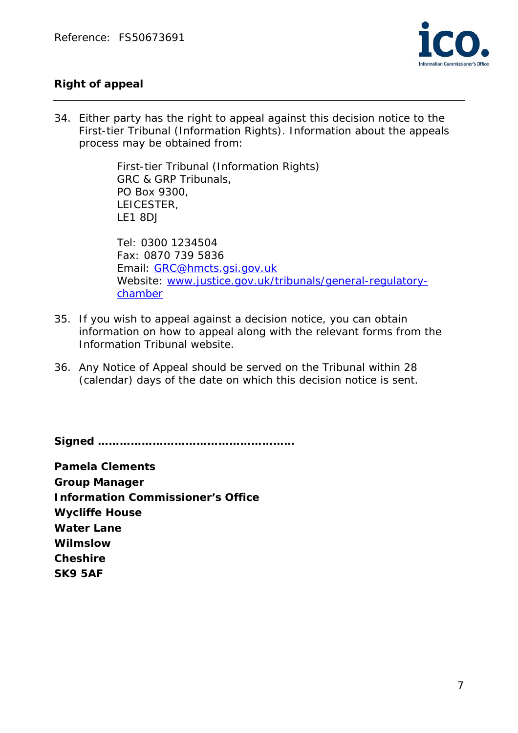## Right of appeal

34. Either party has the right to appeal against this decision notice to the First-tier Tribunal (Information Rights). Information about the appeals process may be obtained from:

    First-tier Tribunal (Information Rights)
    GRC & GRP Tribunals,
    PO Box 9300,
    LEICESTER,
    LE1 8DJ

    Tel: 0300 1234504
    Fax: 0870 739 5836
    Email: GRC@hmcts.gsi.gov.uk
    Website: www.justice.gov.uk/tribunals/general-regulatory-chamber

35. If you wish to appeal against a decision notice, you can obtain information on how to appeal along with the relevant forms from the Information Tribunal website.

36. Any Notice of Appeal should be served on the Tribunal within 28 (calendar) days of the date on which this decision notice is sent.

**Signed ………………………………………………**

**Pamela Clements**
**Group Manager**
**Information Commissioner's Office**
**Wycliffe House**
**Water Lane**
**Wilmslow**
**Cheshire**
**SK9 5AF**